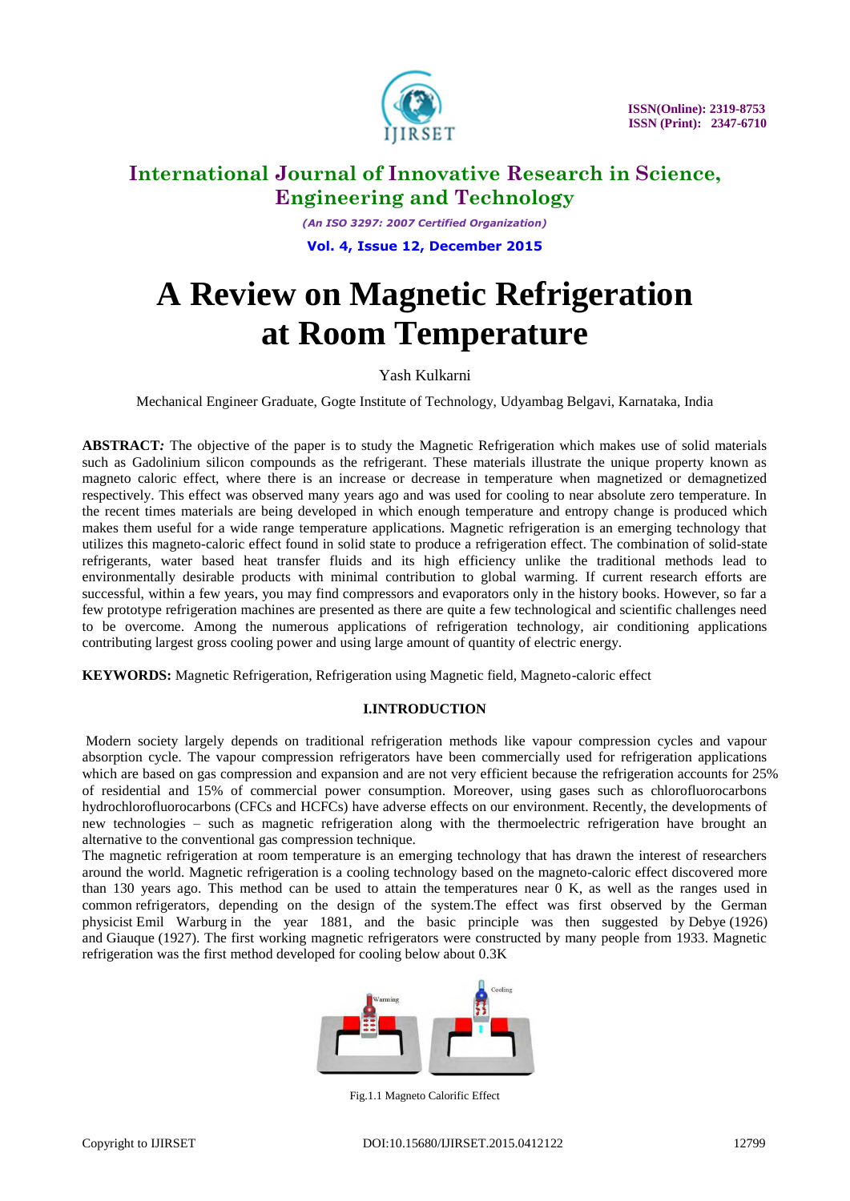# A Review on Magnetic Refrigeration at Room Temperature

Yash Kulkarni

Mechanical Engineer Graduate, Gogte Institute of Technology, Udyambag Belgavi, Karnataka, India

**ABSTRACT***:* The objective of the paper is to study the Magnetic Refrigeration which makes use of solid materials such as Gadolinium silicon compounds as the refrigerant. These materials illustrate the unique property known as magneto caloric effect, where there is an increase or decrease in temperature when magnetized or demagnetized respectively. This effect was observed many years ago and was used for cooling to near absolute zero temperature. In the recent times materials are being developed in which enough temperature and entropy change is produced which makes them useful for a wide range temperature applications. Magnetic refrigeration is an emerging technology that utilizes this magneto-caloric effect found in solid state to produce a refrigeration effect. The combination of solid-state refrigerants, water based heat transfer fluids and its high efficiency unlike the traditional methods lead to environmentally desirable products with minimal contribution to global warming. If current research efforts are successful, within a few years, you may find compressors and evaporators only in the history books. However, so far a few prototype refrigeration machines are presented as there are quite a few technological and scientific challenges need to be overcome. Among the numerous applications of refrigeration technology, air conditioning applications contributing largest gross cooling power and using large amount of quantity of electric energy.

**KEYWORDS:** Magnetic Refrigeration, Refrigeration using Magnetic field, Magneto-caloric effect

## I.INTRODUCTION

Modern society largely depends on traditional refrigeration methods like vapour compression cycles and vapour absorption cycle. The vapour compression refrigerators have been commercially used for refrigeration applications which are based on gas compression and expansion and are not very efficient because the refrigeration accounts for 25% of residential and 15% of commercial power consumption. Moreover, using gases such as chlorofluorocarbons hydrochlorofluorocarbons (CFCs and HCFCs) have adverse effects on our environment. Recently, the developments of new technologies – such as magnetic refrigeration along with the thermoelectric refrigeration have brought an alternative to the conventional gas compression technique.

The magnetic refrigeration at room temperature is an emerging technology that has drawn the interest of researchers around the world. Magnetic refrigeration is a cooling technology based on the magneto-caloric effect discovered more than 130 years ago. This method can be used to attain the temperatures near 0 K, as well as the ranges used in common refrigerators, depending on the design of the system.The effect was first observed by the German physicist Emil Warburg in the year 1881, and the basic principle was then suggested by Debye (1926) and Giauque (1927). The first working magnetic refrigerators were constructed by many people from 1933. Magnetic refrigeration was the first method developed for cooling below about 0.3K

Fig.1.1 Magneto Calorific Effect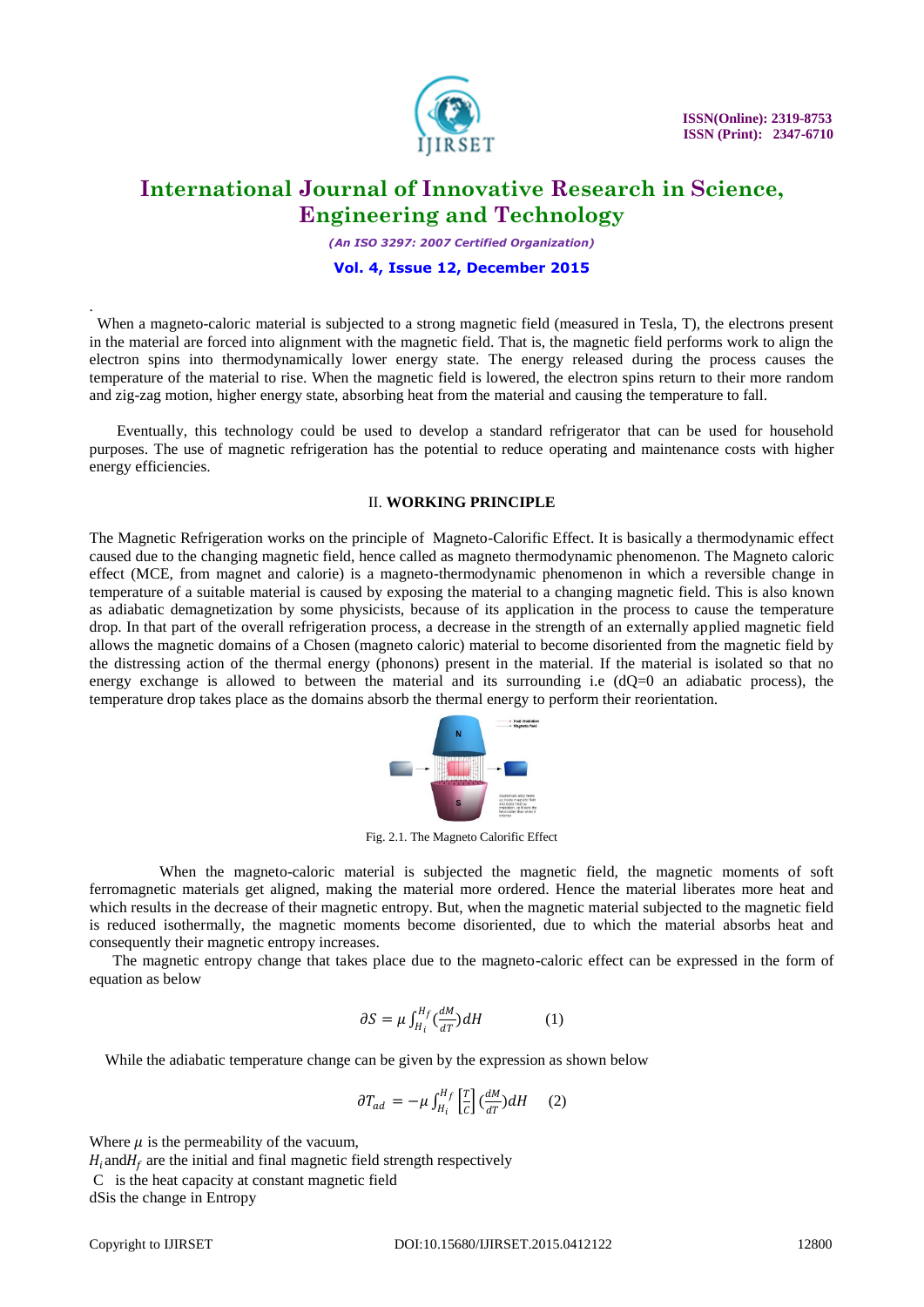When a magneto-caloric material is subjected to a strong magnetic field (measured in Tesla, T), the electrons present in the material are forced into alignment with the magnetic field. That is, the magnetic field performs work to align the electron spins into thermodynamically lower energy state. The energy released during the process causes the temperature of the material to rise. When the magnetic field is lowered, the electron spins return to their more random and zig-zag motion, higher energy state, absorbing heat from the material and causing the temperature to fall.

Eventually, this technology could be used to develop a standard refrigerator that can be used for household purposes. The use of magnetic refrigeration has the potential to reduce operating and maintenance costs with higher energy efficiencies.

## II. WORKING PRINCIPLE

The Magnetic Refrigeration works on the principle of Magneto-Calorific Effect. It is basically a thermodynamic effect caused due to the changing magnetic field, hence called as magneto thermodynamic phenomenon. The Magneto caloric effect (MCE, from magnet and calorie) is a magneto-thermodynamic phenomenon in which a reversible change in temperature of a suitable material is caused by exposing the material to a changing magnetic field. This is also known as adiabatic demagnetization by some physicists, because of its application in the process to cause the temperature drop. In that part of the overall refrigeration process, a decrease in the strength of an externally applied magnetic field allows the magnetic domains of a Chosen (magneto caloric) material to become disoriented from the magnetic field by the distressing action of the thermal energy (phonons) present in the material. If the material is isolated so that no energy exchange is allowed to between the material and its surrounding i.e (dQ=0 an adiabatic process), the temperature drop takes place as the domains absorb the thermal energy to perform their reorientation.

Fig. 2.1. The Magneto Calorific Effect

When the magneto-caloric material is subjected the magnetic field, the magnetic moments of soft ferromagnetic materials get aligned, making the material more ordered. Hence the material liberates more heat and which results in the decrease of their magnetic entropy. But, when the magnetic material subjected to the magnetic field is reduced isothermally, the magnetic moments become disoriented, due to which the material absorbs heat and consequently their magnetic entropy increases.

The magnetic entropy change that takes place due to the magneto-caloric effect can be expressed in the form of equation as below

$$\partial S = \mu \int_{H_i}^{H_f} \left(\frac{dM}{dT}\right) dH \qquad (1)$$

While the adiabatic temperature change can be given by the expression as shown below

$$\partial T_{ad} = -\mu \int_{H_i}^{H_f} \left[\frac{T}{C}\right] \left(\frac{dM}{dT}\right) dH \qquad (2)$$

Where $\mu$ is the permeability of the vacuum,

$H_i$ and $H_f$ are the initial and final magnetic field strength respectively

C is the heat capacity at constant magnetic field

dS is the change in Entropy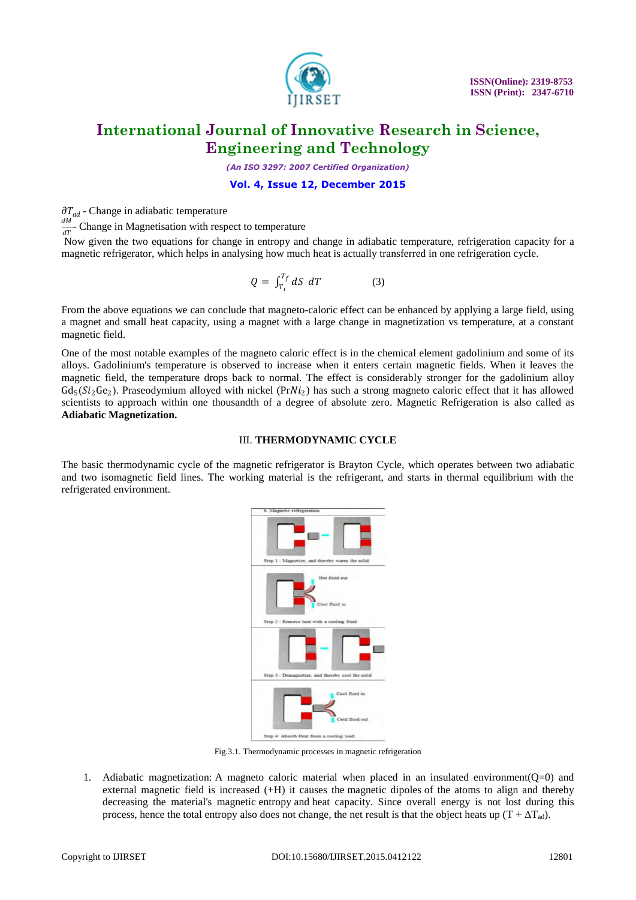$\partial T_{ad}$ - Change in adiabatic temperature

$\frac{dM}{dT}$ - Change in Magnetisation with respect to temperature

Now given the two equations for change in entropy and change in adiabatic temperature, refrigeration capacity for a magnetic refrigerator, which helps in analysing how much heat is actually transferred in one refrigeration cycle.

$$Q = \int_{T_i}^{T_f} dS \ dT \qquad (3)$$

From the above equations we can conclude that magneto-caloric effect can be enhanced by applying a large field, using a magnet and small heat capacity, using a magnet with a large change in magnetization vs temperature, at a constant magnetic field.

One of the most notable examples of the magneto caloric effect is in the chemical element gadolinium and some of its alloys. Gadolinium's temperature is observed to increase when it enters certain magnetic fields. When it leaves the magnetic field, the temperature drops back to normal. The effect is considerably stronger for the gadolinium alloy $Gd_5(Si_2Ge_2)$. Praseodymium alloyed with nickel ($PrNi_2$) has such a strong magneto caloric effect that it has allowed scientists to approach within one thousandth of a degree of absolute zero. Magnetic Refrigeration is also called as **Adiabatic Magnetization.**

## III. THERMODYNAMIC CYCLE

The basic thermodynamic cycle of the magnetic refrigerator is Brayton Cycle, which operates between two adiabatic and two isomagnetic field lines. The working material is the refrigerant, and starts in thermal equilibrium with the refrigerated environment.

Fig.3.1. Thermodynamic processes in magnetic refrigeration

1. Adiabatic magnetization: A magneto caloric material when placed in an insulated environment(Q=0) and external magnetic field is increased (+H) it causes the magnetic dipoles of the atoms to align and thereby decreasing the material's magnetic entropy and heat capacity. Since overall energy is not lost during this process, hence the total entropy also does not change, the net result is that the object heats up ($T + \Delta T_{ad}$).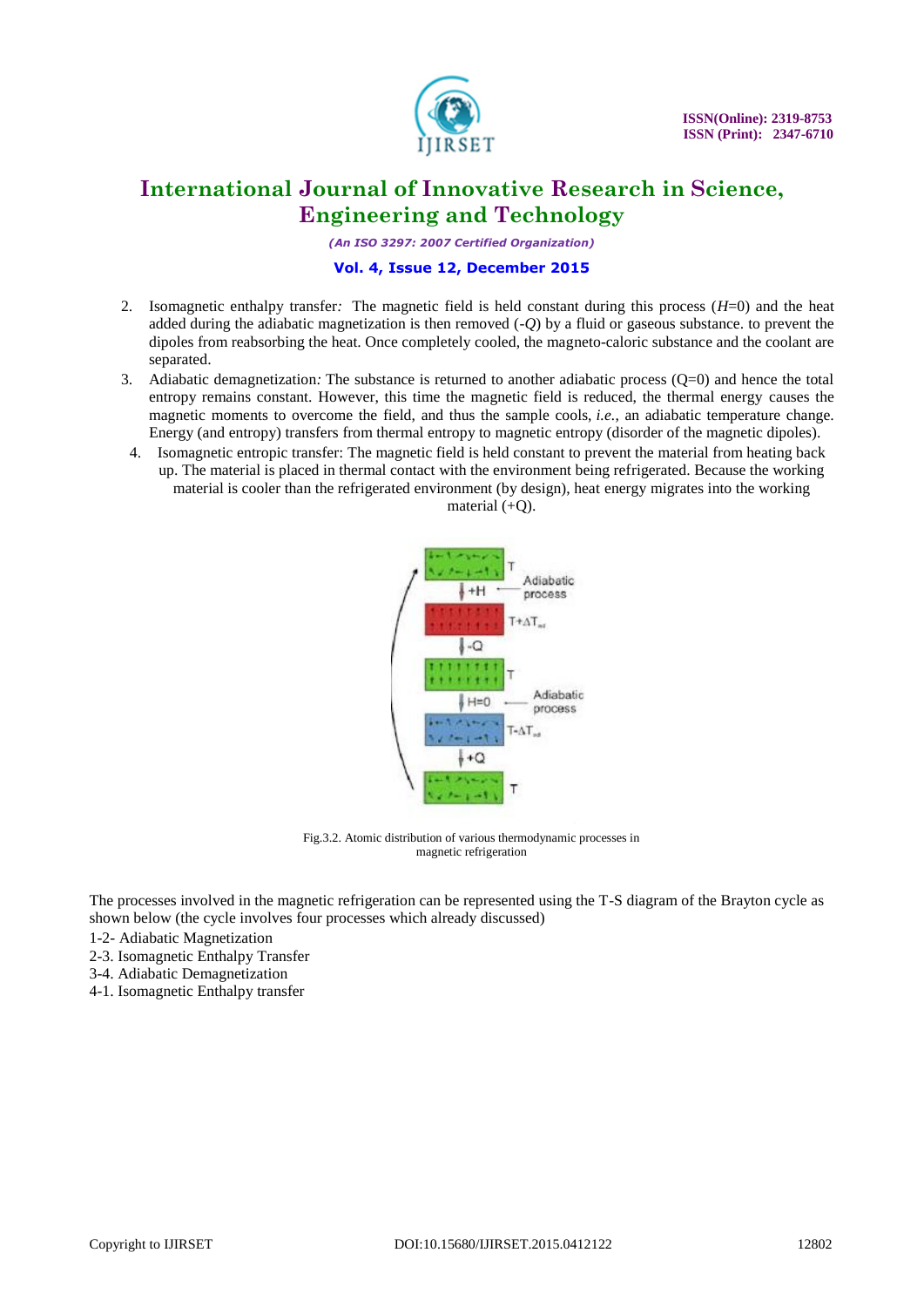2. Isomagnetic enthalpy transfer*:* The magnetic field is held constant during this process ($H$=0) and the heat added during the adiabatic magnetization is then removed (-$Q$) by a fluid or gaseous substance. to prevent the dipoles from reabsorbing the heat. Once completely cooled, the magneto-caloric substance and the coolant are separated.
3. Adiabatic demagnetization*:* The substance is returned to another adiabatic process (Q=0) and hence the total entropy remains constant. However, this time the magnetic field is reduced, the thermal energy causes the magnetic moments to overcome the field, and thus the sample cools, *i.e.*, an adiabatic temperature change. Energy (and entropy) transfers from thermal entropy to magnetic entropy (disorder of the magnetic dipoles).
4. Isomagnetic entropic transfer: The magnetic field is held constant to prevent the material from heating back up. The material is placed in thermal contact with the environment being refrigerated. Because the working material is cooler than the refrigerated environment (by design), heat energy migrates into the working material (+Q).

Fig.3.2. Atomic distribution of various thermodynamic processes in magnetic refrigeration

The processes involved in the magnetic refrigeration can be represented using the T-S diagram of the Brayton cycle as shown below (the cycle involves four processes which already discussed)

1-2- Adiabatic Magnetization
2-3. Isomagnetic Enthalpy Transfer
3-4. Adiabatic Demagnetization
4-1. Isomagnetic Enthalpy transfer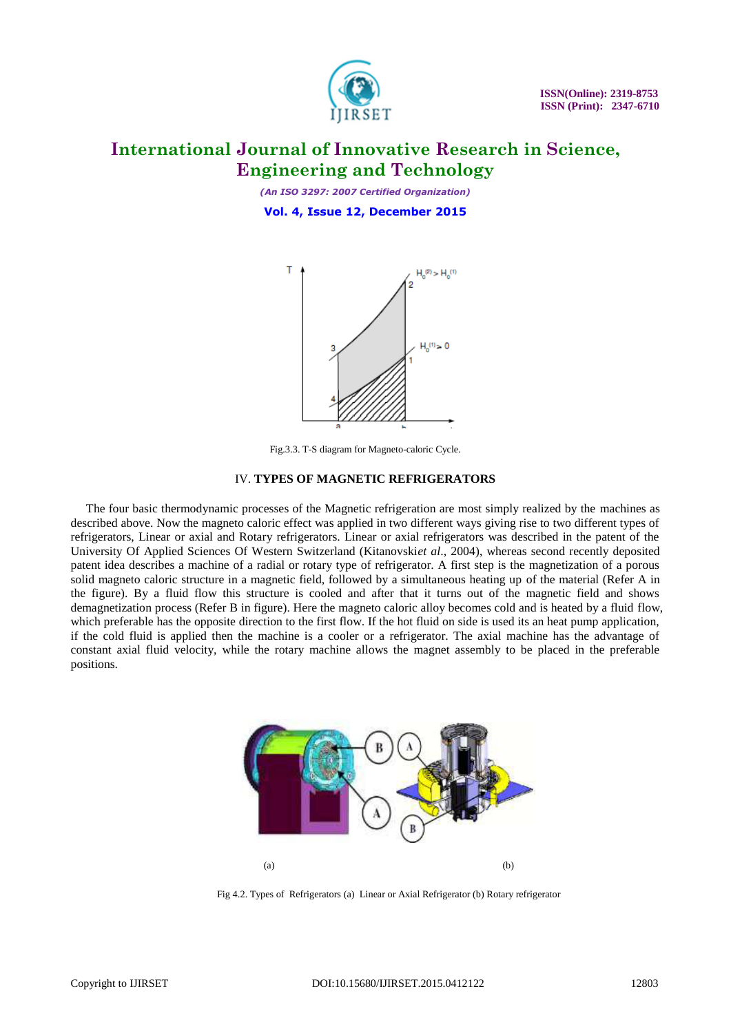Fig.3.3. T-S diagram for Magneto-caloric Cycle.

## IV. TYPES OF MAGNETIC REFRIGERATORS

The four basic thermodynamic processes of the Magnetic refrigeration are most simply realized by the machines as described above. Now the magneto caloric effect was applied in two different ways giving rise to two different types of refrigerators, Linear or axial and Rotary refrigerators. Linear or axial refrigerators was described in the patent of the University Of Applied Sciences Of Western Switzerland (Kitanovski*et al*., 2004), whereas second recently deposited patent idea describes a machine of a radial or rotary type of refrigerator. A first step is the magnetization of a porous solid magneto caloric structure in a magnetic field, followed by a simultaneous heating up of the material (Refer A in the figure). By a fluid flow this structure is cooled and after that it turns out of the magnetic field and shows demagnetization process (Refer B in figure). Here the magneto caloric alloy becomes cold and is heated by a fluid flow, which preferable has the opposite direction to the first flow. If the hot fluid on side is used its an heat pump application, if the cold fluid is applied then the machine is a cooler or a refrigerator. The axial machine has the advantage of constant axial fluid velocity, while the rotary machine allows the magnet assembly to be placed in the preferable positions.

(a) (b)

Fig 4.2. Types of Refrigerators (a) Linear or Axial Refrigerator (b) Rotary refrigerator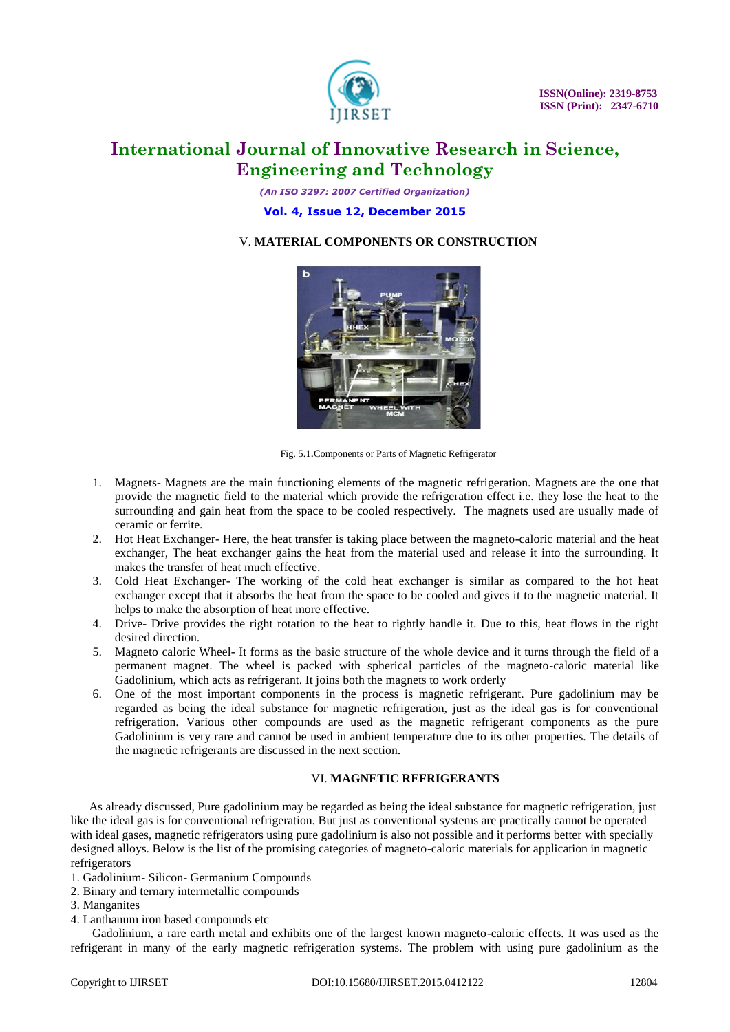## V. MATERIAL COMPONENTS OR CONSTRUCTION

Fig. 5.1.Components or Parts of Magnetic Refrigerator

1. Magnets- Magnets are the main functioning elements of the magnetic refrigeration. Magnets are the one that provide the magnetic field to the material which provide the refrigeration effect i.e. they lose the heat to the surrounding and gain heat from the space to be cooled respectively. The magnets used are usually made of ceramic or ferrite.
2. Hot Heat Exchanger- Here, the heat transfer is taking place between the magneto-caloric material and the heat exchanger, The heat exchanger gains the heat from the material used and release it into the surrounding. It makes the transfer of heat much effective.
3. Cold Heat Exchanger- The working of the cold heat exchanger is similar as compared to the hot heat exchanger except that it absorbs the heat from the space to be cooled and gives it to the magnetic material. It helps to make the absorption of heat more effective.
4. Drive- Drive provides the right rotation to the heat to rightly handle it. Due to this, heat flows in the right desired direction.
5. Magneto caloric Wheel- It forms as the basic structure of the whole device and it turns through the field of a permanent magnet. The wheel is packed with spherical particles of the magneto-caloric material like Gadolinium, which acts as refrigerant. It joins both the magnets to work orderly
6. One of the most important components in the process is magnetic refrigerant. Pure gadolinium may be regarded as being the ideal substance for magnetic refrigeration, just as the ideal gas is for conventional refrigeration. Various other compounds are used as the magnetic refrigerant components as the pure Gadolinium is very rare and cannot be used in ambient temperature due to its other properties. The details of the magnetic refrigerants are discussed in the next section.

## VI. MAGNETIC REFRIGERANTS

As already discussed, Pure gadolinium may be regarded as being the ideal substance for magnetic refrigeration, just like the ideal gas is for conventional refrigeration. But just as conventional systems are practically cannot be operated with ideal gases, magnetic refrigerators using pure gadolinium is also not possible and it performs better with specially designed alloys. Below is the list of the promising categories of magneto-caloric materials for application in magnetic refrigerators

1. Gadolinium- Silicon- Germanium Compounds
2. Binary and ternary intermetallic compounds
3. Manganites
4. Lanthanum iron based compounds etc

Gadolinium, a rare earth metal and exhibits one of the largest known magneto-caloric effects. It was used as the refrigerant in many of the early magnetic refrigeration systems. The problem with using pure gadolinium as the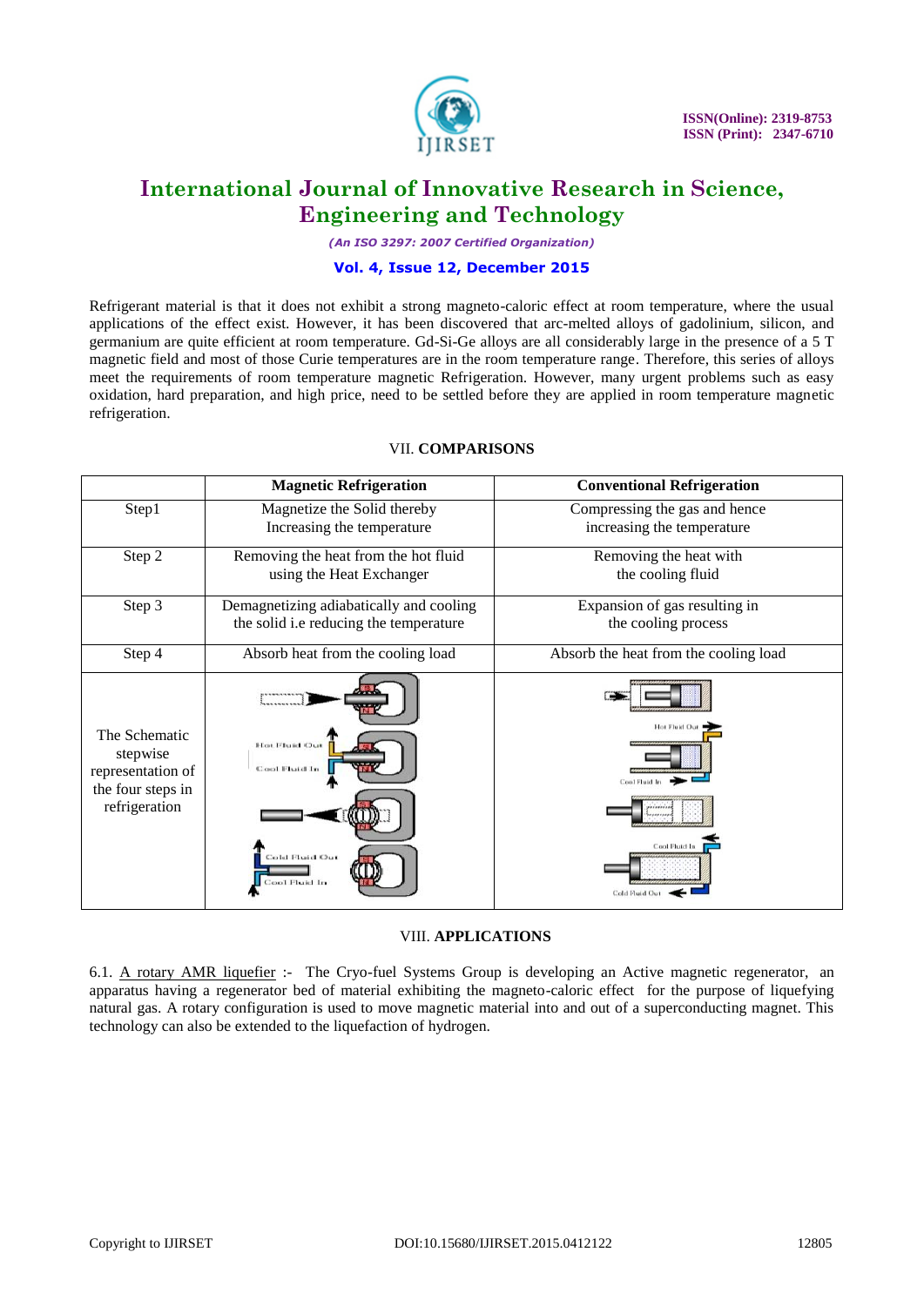Refrigerant material is that it does not exhibit a strong magneto-caloric effect at room temperature, where the usual applications of the effect exist. However, it has been discovered that arc-melted alloys of gadolinium, silicon, and germanium are quite efficient at room temperature. Gd-Si-Ge alloys are all considerably large in the presence of a 5 T magnetic field and most of those Curie temperatures are in the room temperature range. Therefore, this series of alloys meet the requirements of room temperature magnetic Refrigeration. However, many urgent problems such as easy oxidation, hard preparation, and high price, need to be settled before they are applied in room temperature magnetic refrigeration.

## VII. COMPARISONS

| | Magnetic Refrigeration | Conventional Refrigeration |
|---|---|---|
| Step1 | Magnetize the Solid thereby Increasing the temperature | Compressing the gas and hence increasing the temperature |
| Step 2 | Removing the heat from the hot fluid using the Heat Exchanger | Removing the heat with the cooling fluid |
| Step 3 | Demagnetizing adiabatically and cooling the solid i.e reducing the temperature | Expansion of gas resulting in the cooling process |
| Step 4 | Absorb heat from the cooling load | Absorb the heat from the cooling load |
| The Schematic stepwise representation of the four steps in refrigeration | Hot Fluid Out, Cool Fluid In, Cold Fluid Out, Cool Fluid In | Hot Fluid Out, Cool Fluid In, Cool Fluid In, Cold Fluid Out |

## VIII. APPLICATIONS

6.1. A rotary AMR liquefier :- The Cryo-fuel Systems Group is developing an Active magnetic regenerator, an apparatus having a regenerator bed of material exhibiting the magneto-caloric effect for the purpose of liquefying natural gas. A rotary configuration is used to move magnetic material into and out of a superconducting magnet. This technology can also be extended to the liquefaction of hydrogen.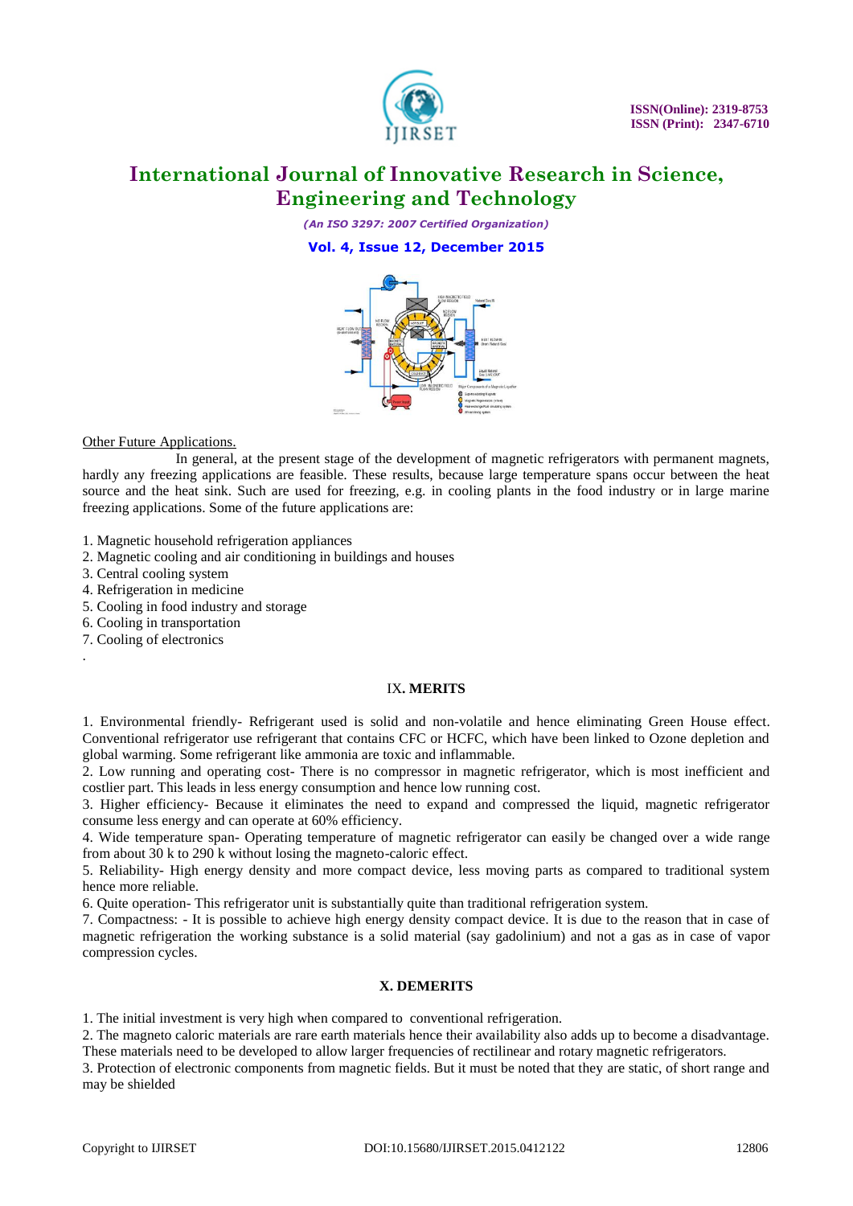Other Future Applications.

In general, at the present stage of the development of magnetic refrigerators with permanent magnets, hardly any freezing applications are feasible. These results, because large temperature spans occur between the heat source and the heat sink. Such are used for freezing, e.g. in cooling plants in the food industry or in large marine freezing applications. Some of the future applications are:

1. Magnetic household refrigeration appliances
2. Magnetic cooling and air conditioning in buildings and houses
3. Central cooling system
4. Refrigeration in medicine
5. Cooling in food industry and storage
6. Cooling in transportation
7. Cooling of electronics

.

## IX. MERITS

1. Environmental friendly- Refrigerant used is solid and non-volatile and hence eliminating Green House effect. Conventional refrigerator use refrigerant that contains CFC or HCFC, which have been linked to Ozone depletion and global warming. Some refrigerant like ammonia are toxic and inflammable.
2. Low running and operating cost- There is no compressor in magnetic refrigerator, which is most inefficient and costlier part. This leads in less energy consumption and hence low running cost.
3. Higher efficiency- Because it eliminates the need to expand and compressed the liquid, magnetic refrigerator consume less energy and can operate at 60% efficiency.
4. Wide temperature span- Operating temperature of magnetic refrigerator can easily be changed over a wide range from about 30 k to 290 k without losing the magneto-caloric effect.
5. Reliability- High energy density and more compact device, less moving parts as compared to traditional system hence more reliable.
6. Quite operation- This refrigerator unit is substantially quite than traditional refrigeration system.
7. Compactness: - It is possible to achieve high energy density compact device. It is due to the reason that in case of magnetic refrigeration the working substance is a solid material (say gadolinium) and not a gas as in case of vapor compression cycles.

## X. DEMERITS

1. The initial investment is very high when compared to conventional refrigeration.
2. The magneto caloric materials are rare earth materials hence their availability also adds up to become a disadvantage. These materials need to be developed to allow larger frequencies of rectilinear and rotary magnetic refrigerators.
3. Protection of electronic components from magnetic fields. But it must be noted that they are static, of short range and may be shielded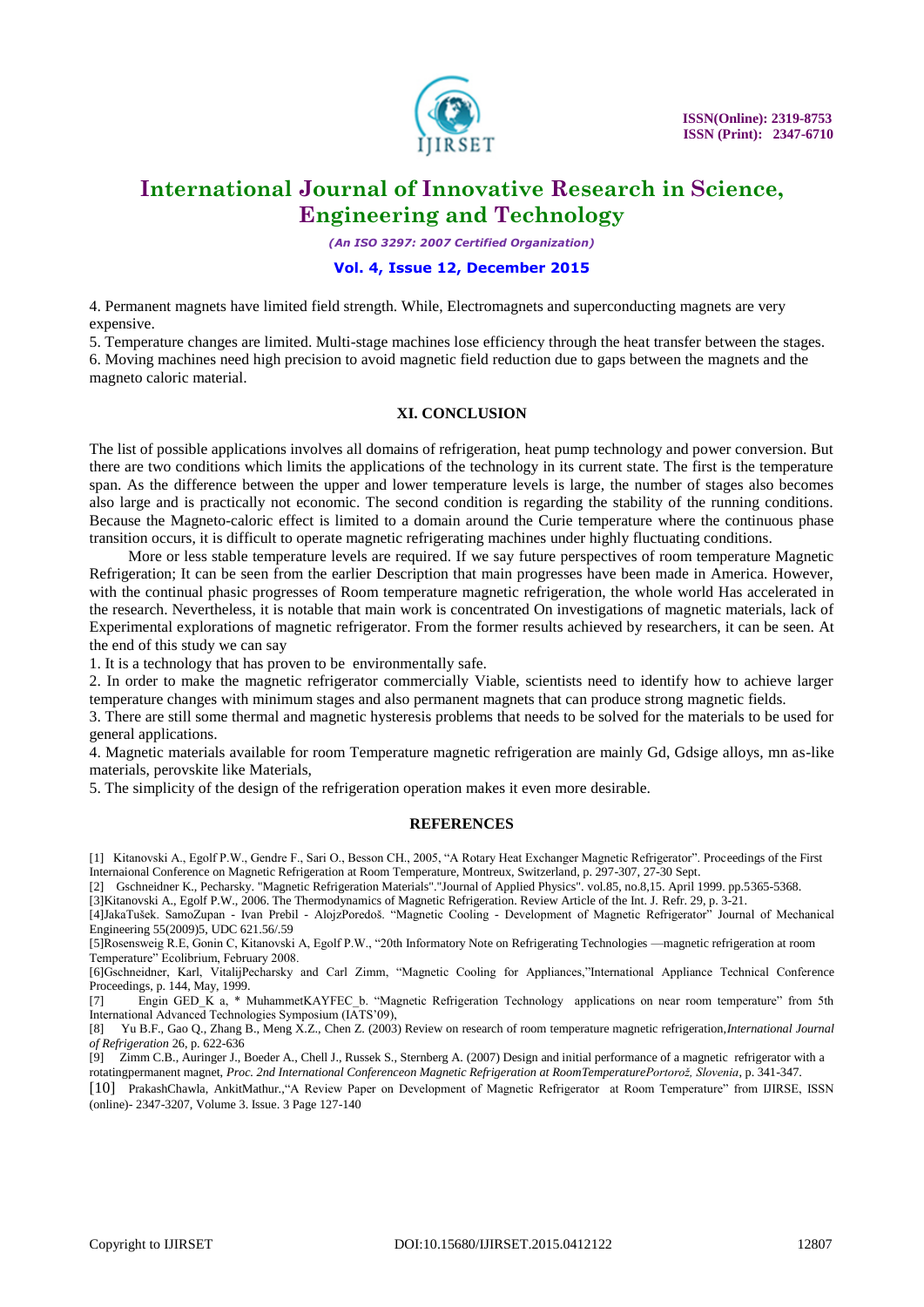4. Permanent magnets have limited field strength. While, Electromagnets and superconducting magnets are very expensive.
5. Temperature changes are limited. Multi-stage machines lose efficiency through the heat transfer between the stages.
6. Moving machines need high precision to avoid magnetic field reduction due to gaps between the magnets and the magneto caloric material.

## XI. CONCLUSION

The list of possible applications involves all domains of refrigeration, heat pump technology and power conversion. But there are two conditions which limits the applications of the technology in its current state. The first is the temperature span. As the difference between the upper and lower temperature levels is large, the number of stages also becomes also large and is practically not economic. The second condition is regarding the stability of the running conditions. Because the Magneto-caloric effect is limited to a domain around the Curie temperature where the continuous phase transition occurs, it is difficult to operate magnetic refrigerating machines under highly fluctuating conditions.

More or less stable temperature levels are required. If we say future perspectives of room temperature Magnetic Refrigeration; It can be seen from the earlier Description that main progresses have been made in America. However, with the continual phasic progresses of Room temperature magnetic refrigeration, the whole world Has accelerated in the research. Nevertheless, it is notable that main work is concentrated On investigations of magnetic materials, lack of Experimental explorations of magnetic refrigerator. From the former results achieved by researchers, it can be seen. At the end of this study we can say

1. It is a technology that has proven to be environmentally safe.
2. In order to make the magnetic refrigerator commercially Viable, scientists need to identify how to achieve larger temperature changes with minimum stages and also permanent magnets that can produce strong magnetic fields.
3. There are still some thermal and magnetic hysteresis problems that needs to be solved for the materials to be used for general applications.
4. Magnetic materials available for room Temperature magnetic refrigeration are mainly Gd, Gdsige alloys, mn as-like materials, perovskite like Materials,
5. The simplicity of the design of the refrigeration operation makes it even more desirable.

## REFERENCES

[1] Kitanovski A., Egolf P.W., Gendre F., Sari O., Besson CH., 2005, "A Rotary Heat Exchanger Magnetic Refrigerator". Proceedings of the First Internaional Conference on Magnetic Refrigeration at Room Temperature, Montreux, Switzerland, p. 297-307, 27-30 Sept.

[2] Gschneidner K., Pecharsky. "Magnetic Refrigeration Materials"."Journal of Applied Physics". vol.85, no.8,15. April 1999. pp.5365-5368.

[3]Kitanovski A., Egolf P.W., 2006. The Thermodynamics of Magnetic Refrigeration. Review Article of the Int. J. Refr. 29, p. 3-21.

[4]JakaTušek. SamoZupan - Ivan Prebil - AlojzPoredoš. "Magnetic Cooling - Development of Magnetic Refrigerator" Journal of Mechanical Engineering 55(2009)5, UDC 621.56/.59

[5]Rosensweig R.E, Gonin C, Kitanovski A, Egolf P.W., "20th Informatory Note on Refrigerating Technologies —magnetic refrigeration at room Temperature" Ecolibrium, February 2008.

[6]Gschneidner, Karl, VitalijPecharsky and Carl Zimm, "Magnetic Cooling for Appliances,"International Appliance Technical Conference Proceedings, p. 144, May, 1999.

[7] Engin GED_K a, * MuhammetKAYFEC_b. "Magnetic Refrigeration Technology applications on near room temperature" from 5th International Advanced Technologies Symposium (IATS'09),

[8] Yu B.F., Gao Q., Zhang B., Meng X.Z., Chen Z. (2003) Review on research of room temperature magnetic refrigeration,*International Journal of Refrigeration* 26, p. 622-636

[9] Zimm C.B., Auringer J., Boeder A., Chell J., Russek S., Sternberg A. (2007) Design and initial performance of a magnetic refrigerator with a rotatingpermanent magnet, *Proc. 2nd International Conferenceon Magnetic Refrigeration at RoomTemperaturePortorož, Slovenia*, p. 341-347.

[10] PrakashChawla, AnkitMathur.,"A Review Paper on Development of Magnetic Refrigerator at Room Temperature" from IJIRSE, ISSN (online)- 2347-3207, Volume 3. Issue. 3 Page 127-140